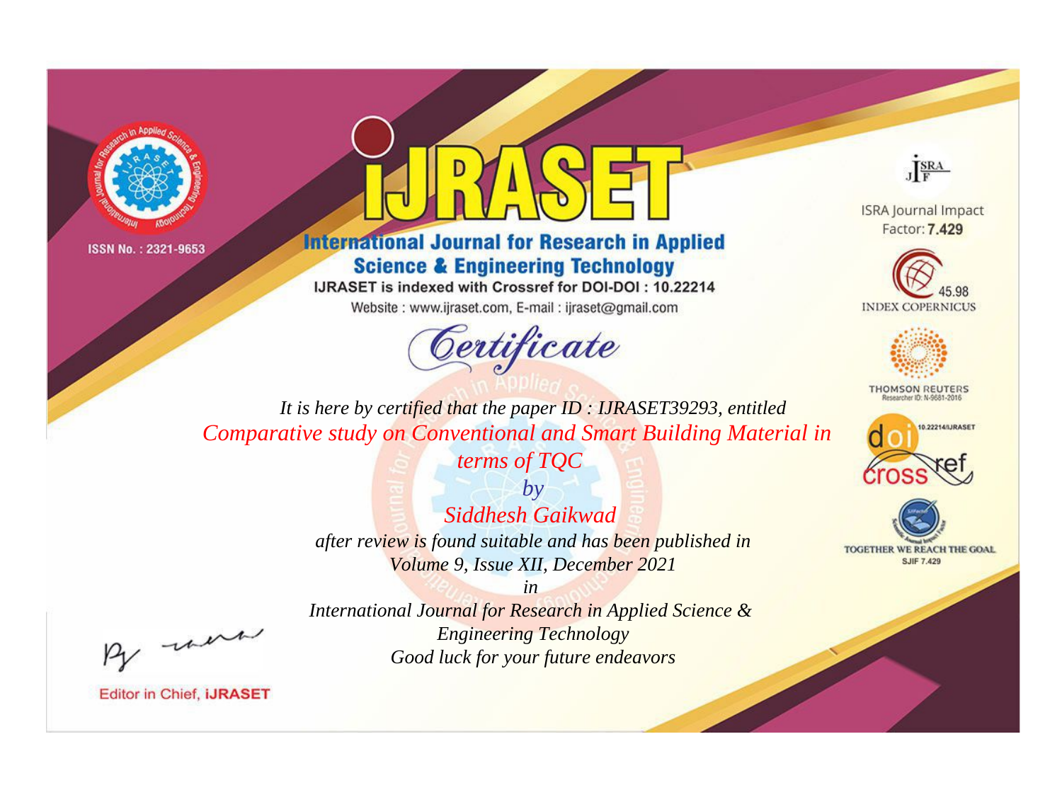ISSN No. : 2321-9653

# iJRASET

## International Journal for Research in Applied Science & Engineering Technology

IJRASET is indexed with Crossref for DOI-DOI : 10.22214

Website : www.ijraset.com, E-mail : ijraset@gmail.com

ISRA Journal Impact Factor: **7.429**

45.98 INDEX COPERNICUS

THOMSON REUTERS Researcher ID: N-9681-2016

10.22214/IJRASET

TOGETHER WE REACH THE GOAL SJIF 7.429

# *Certificate*

*It is here by certified that the paper ID : IJRASET39293, entitled*

*Comparative study on Conventional and Smart Building Material in terms of TQC*

*by*

*Siddhesh Gaikwad*

*after review is found suitable and has been published in*

*Volume 9, Issue XII, December 2021*

*in*

*International Journal for Research in Applied Science & Engineering Technology*

*Good luck for your future endeavors*

Editor in Chief, **iJRASET**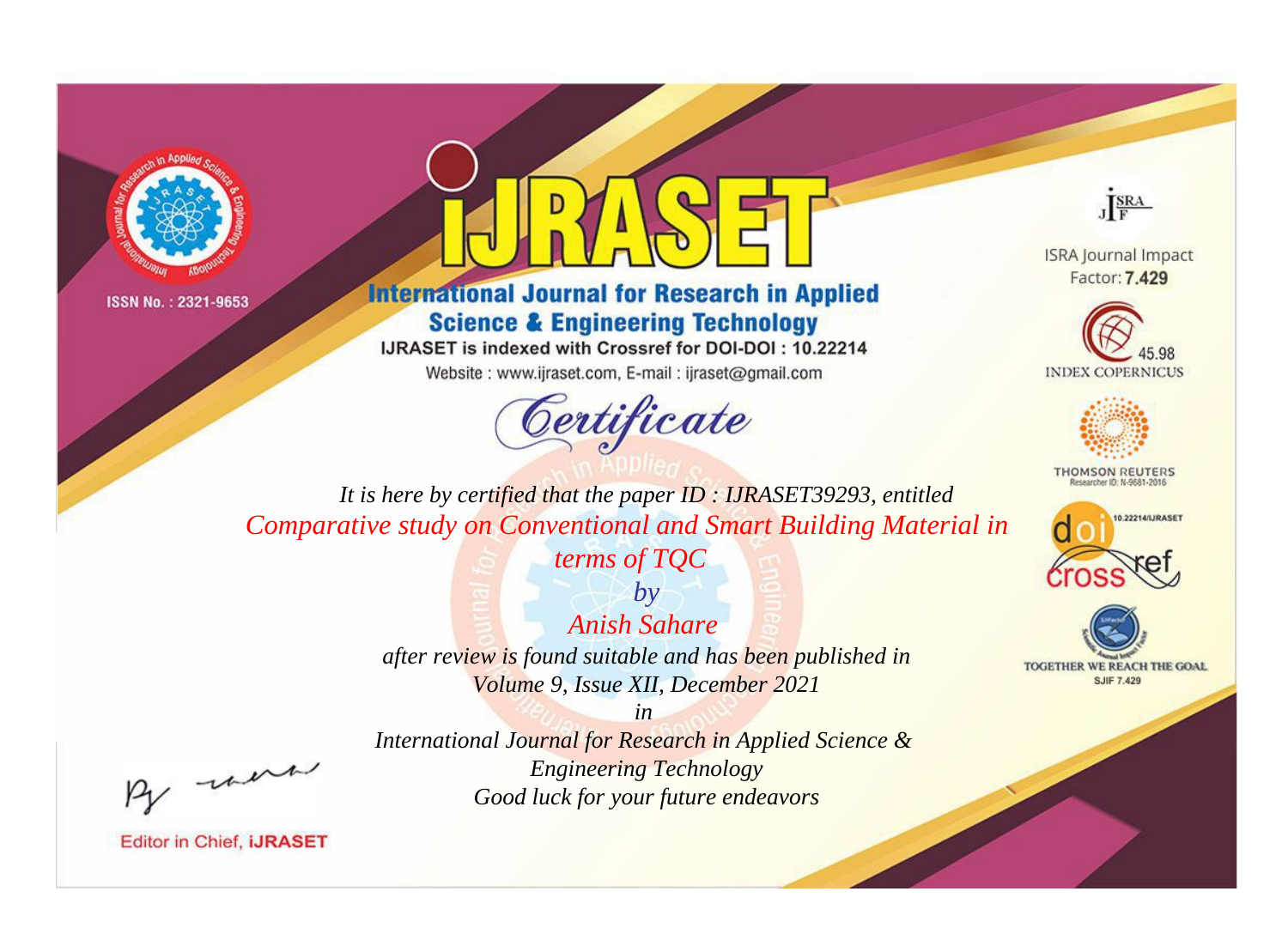ISSN No. : 2321-9653

# iJRASET

## International Journal for Research in Applied Science & Engineering Technology

IJRASET is indexed with Crossref for DOI-DOI : 10.22214

Website : www.ijraset.com, E-mail : ijraset@gmail.com

ISRA Journal Impact Factor: **7.429**

45.98 INDEX COPERNICUS

THOMSON REUTERS Researcher ID: N-9681-2016

10.22214/IJRASET

TOGETHER WE REACH THE GOAL SJIF 7.429

# *Certificate*

*It is here by certified that the paper ID : IJRASET39293, entitled*

*Comparative study on Conventional and Smart Building Material in terms of TQC*

*by*

*Anish Sahare*

*after review is found suitable and has been published in*

*Volume 9, Issue XII, December 2021*

*in*

*International Journal for Research in Applied Science & Engineering Technology*

*Good luck for your future endeavors*

Editor in Chief, **iJRASET**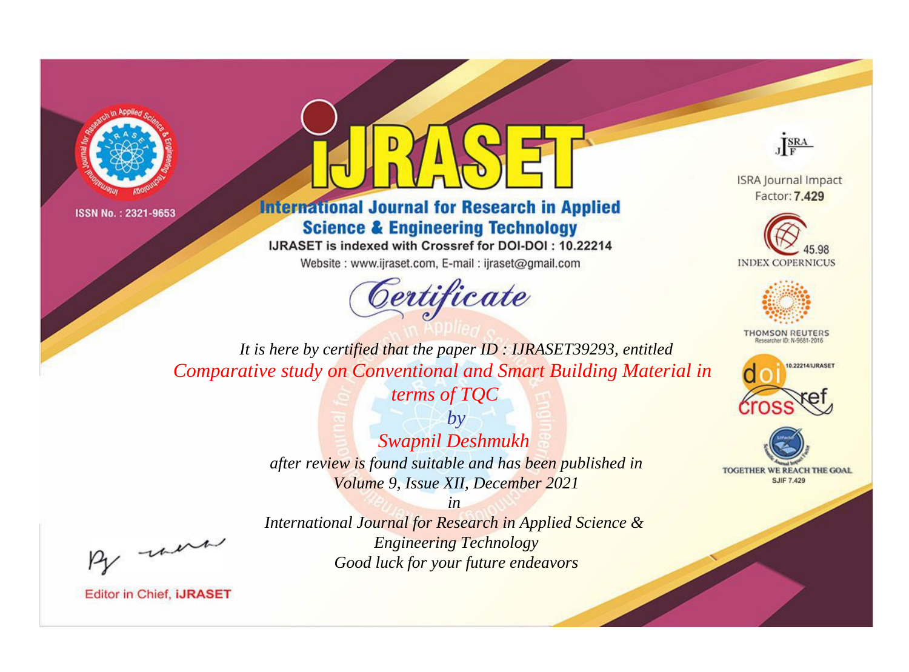ISSN No. : 2321-9653

# IJRASET

## International Journal for Research in Applied Science & Engineering Technology

IJRASET is indexed with Crossref for DOI-DOI : 10.22214

Website : www.ijraset.com, E-mail : ijraset@gmail.com

ISRA Journal Impact Factor: **7.429**

45.98 INDEX COPERNICUS

THOMSON REUTERS Researcher ID: N-9681-2016

10.22214/IJRASET

TOGETHER WE REACH THE GOAL SJIF 7.429

# *Certificate*

*It is here by certified that the paper ID : IJRASET39293, entitled*

*Comparative study on Conventional and Smart Building Material in terms of TQC*

*by*

*Swapnil Deshmukh*

*after review is found suitable and has been published in*

*Volume 9, Issue XII, December 2021*

*in*

*International Journal for Research in Applied Science & Engineering Technology*

*Good luck for your future endeavors*

Editor in Chief, **iJRASET**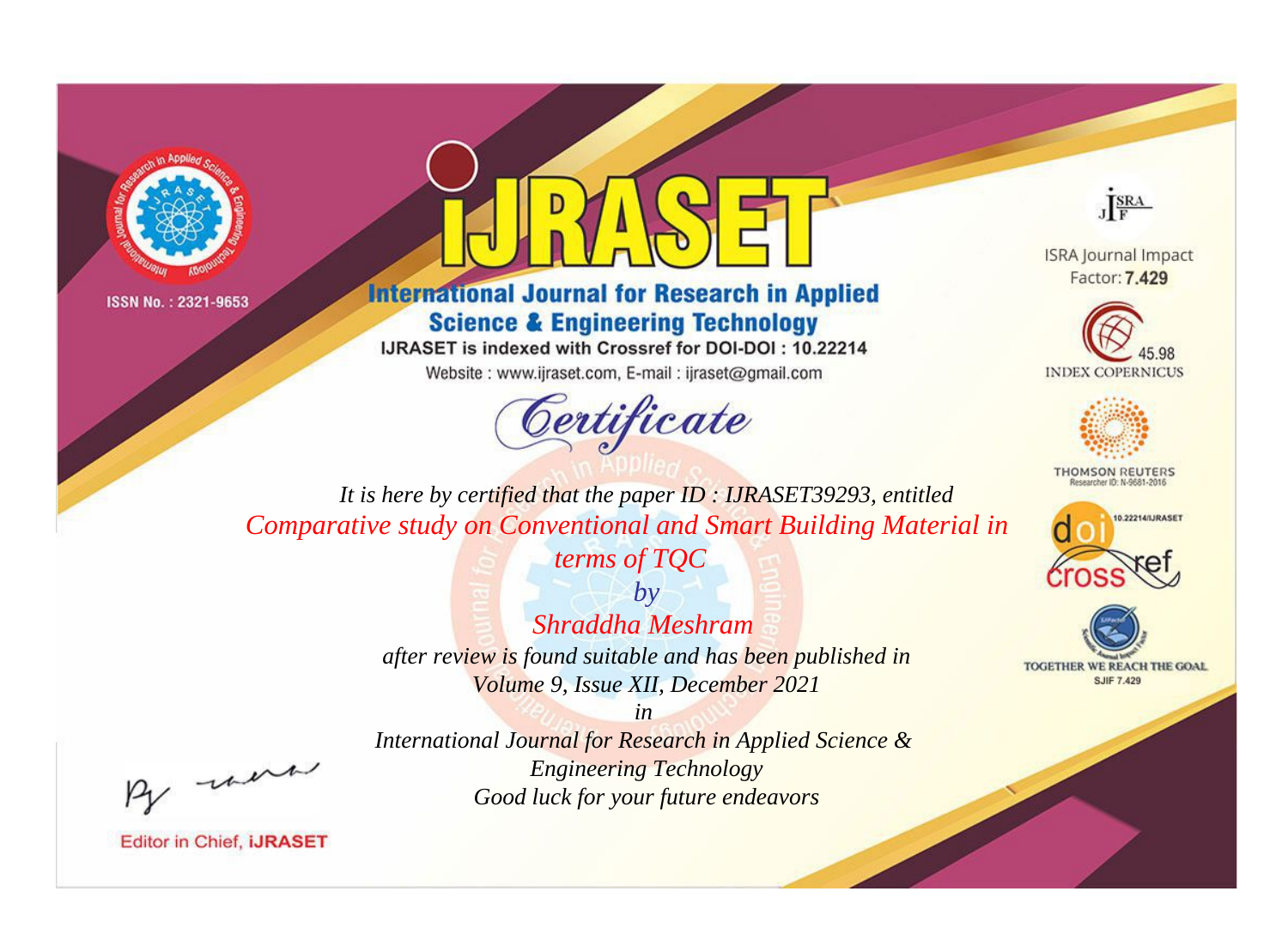ISSN No. : 2321-9653

# iJRASET

## International Journal for Research in Applied Science & Engineering Technology

IJRASET is indexed with Crossref for DOI-DOI : 10.22214

Website : www.ijraset.com, E-mail : ijraset@gmail.com

## Certificate

*It is here by certified that the paper ID : IJRASET39293, entitled*

*Comparative study on Conventional and Smart Building Material in terms of TQC*

*by*

*Shraddha Meshram*

*after review is found suitable and has been published in*

*Volume 9, Issue XII, December 2021*

*in*

*International Journal for Research in Applied Science & Engineering Technology*

*Good luck for your future endeavors*

ISRA Journal Impact Factor: **7.429**

45.98 INDEX COPERNICUS

THOMSON REUTERS Researcher ID: N-9681-2016

10.22214/IJRASET

TOGETHER WE REACH THE GOAL SJIF 7.429

Editor in Chief, **iJRASET**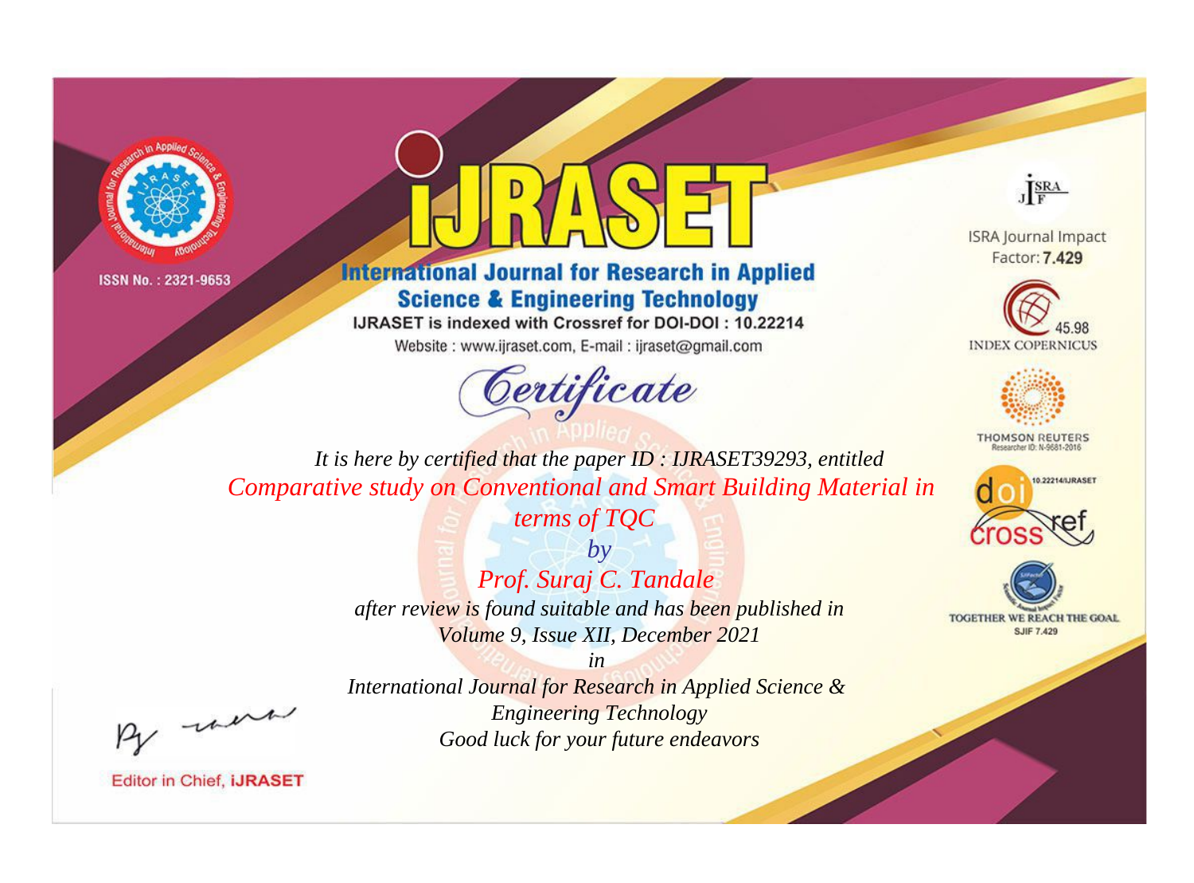ISSN No. : 2321-9653

# IJRASET

## International Journal for Research in Applied Science & Engineering Technology

IJRASET is indexed with Crossref for DOI-DOI : 10.22214

Website : www.ijraset.com, E-mail : ijraset@gmail.com

*Certificate*

*It is here by certified that the paper ID : IJRASET39293, entitled*

*Comparative study on Conventional and Smart Building Material in terms of TQC*

*by*

*Prof. Suraj C. Tandale*

*after review is found suitable and has been published in*

*Volume 9, Issue XII, December 2021*

*in*

*International Journal for Research in Applied Science & Engineering Technology*

*Good luck for your future endeavors*

ISRA Journal Impact Factor: **7.429**

45.98 INDEX COPERNICUS

THOMSON REUTERS Researcher ID: N-9681-2016

10.22214/IJRASET

TOGETHER WE REACH THE GOAL SJIF 7.429

Editor in Chief, **iJRASET**